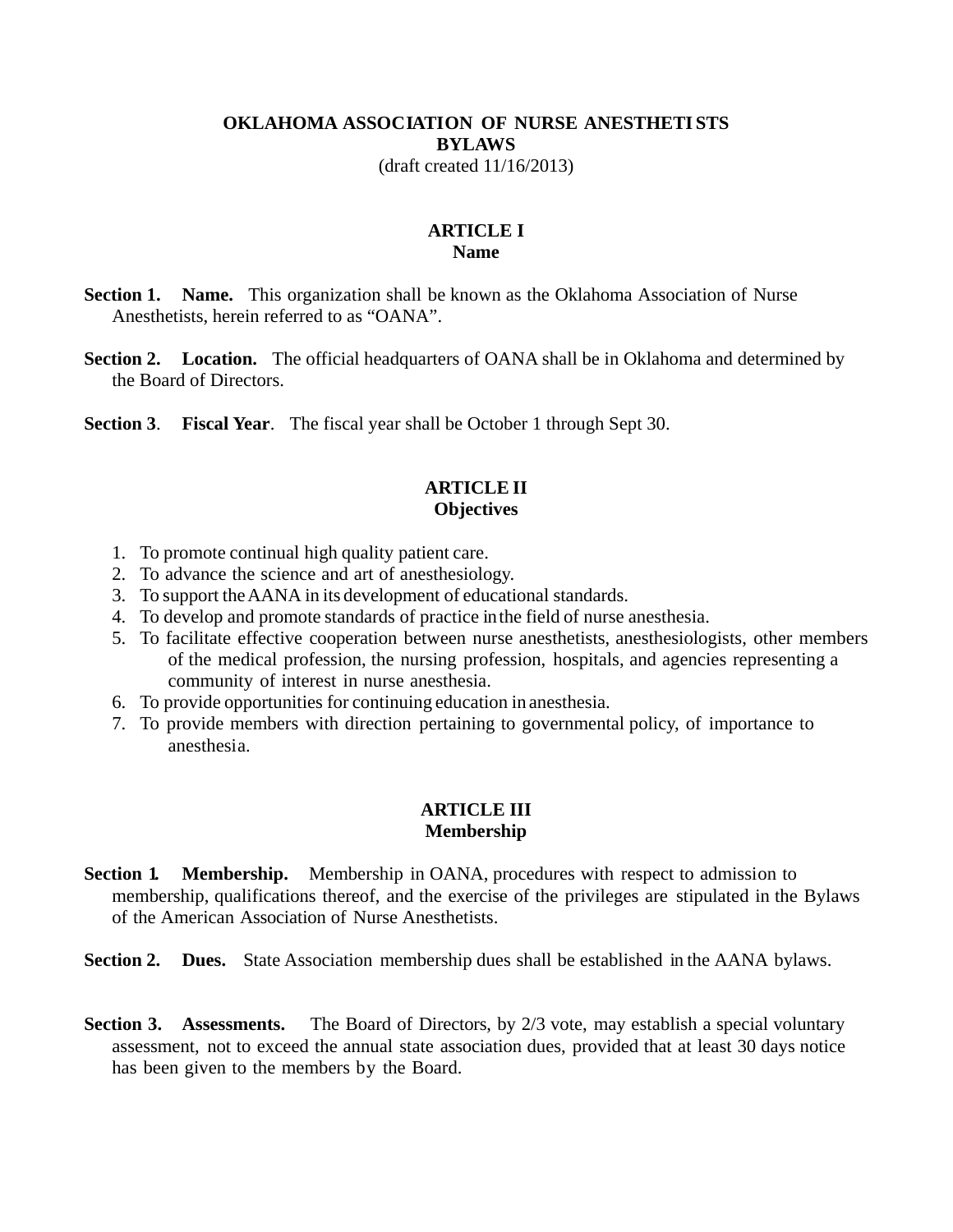# OKLAHOMA ASSOCIATION OF NURSE ANESTHETISTS
# BYLAWS

(draft created 11/16/2013)

## ARTICLE I
## Name

**Section 1. Name.** This organization shall be known as the Oklahoma Association of Nurse Anesthetists, herein referred to as "OANA".

**Section 2. Location.** The official headquarters of OANA shall be in Oklahoma and determined by the Board of Directors.

**Section 3. Fiscal Year.** The fiscal year shall be October 1 through Sept 30.

## ARTICLE II
## Objectives

1. To promote continual high quality patient care.
2. To advance the science and art of anesthesiology.
3. To support the AANA in its development of educational standards.
4. To develop and promote standards of practice in the field of nurse anesthesia.
5. To facilitate effective cooperation between nurse anesthetists, anesthesiologists, other members of the medical profession, the nursing profession, hospitals, and agencies representing a community of interest in nurse anesthesia.
6. To provide opportunities for continuing education in anesthesia.
7. To provide members with direction pertaining to governmental policy, of importance to anesthesia.

## ARTICLE III
## Membership

**Section 1. Membership.** Membership in OANA, procedures with respect to admission to membership, qualifications thereof, and the exercise of the privileges are stipulated in the Bylaws of the American Association of Nurse Anesthetists.

**Section 2. Dues.** State Association membership dues shall be established in the AANA bylaws.

**Section 3. Assessments.** The Board of Directors, by 2/3 vote, may establish a special voluntary assessment, not to exceed the annual state association dues, provided that at least 30 days notice has been given to the members by the Board.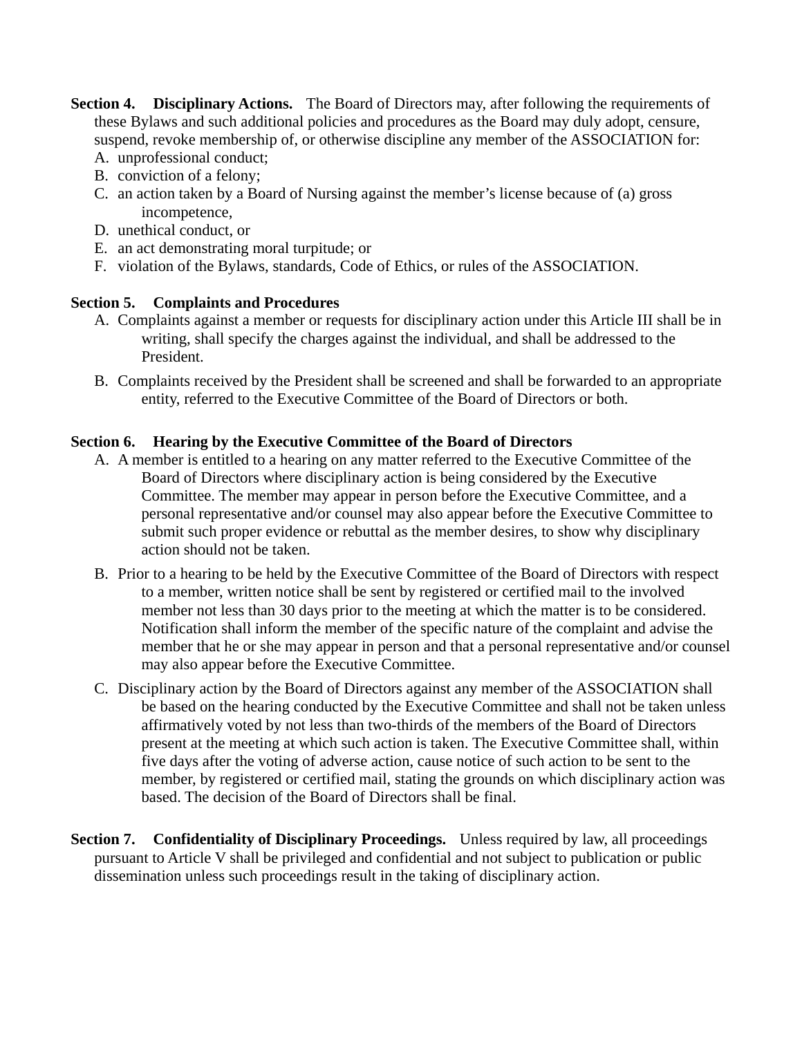**Section 4. Disciplinary Actions.** The Board of Directors may, after following the requirements of these Bylaws and such additional policies and procedures as the Board may duly adopt, censure, suspend, revoke membership of, or otherwise discipline any member of the ASSOCIATION for:

A. unprofessional conduct;
B. conviction of a felony;
C. an action taken by a Board of Nursing against the member's license because of (a) gross incompetence,
D. unethical conduct, or
E. an act demonstrating moral turpitude; or
F. violation of the Bylaws, standards, Code of Ethics, or rules of the ASSOCIATION.

**Section 5. Complaints and Procedures**

A. Complaints against a member or requests for disciplinary action under this Article III shall be in writing, shall specify the charges against the individual, and shall be addressed to the President.

B. Complaints received by the President shall be screened and shall be forwarded to an appropriate entity, referred to the Executive Committee of the Board of Directors or both.

**Section 6. Hearing by the Executive Committee of the Board of Directors**

A. A member is entitled to a hearing on any matter referred to the Executive Committee of the Board of Directors where disciplinary action is being considered by the Executive Committee. The member may appear in person before the Executive Committee, and a personal representative and/or counsel may also appear before the Executive Committee to submit such proper evidence or rebuttal as the member desires, to show why disciplinary action should not be taken.

B. Prior to a hearing to be held by the Executive Committee of the Board of Directors with respect to a member, written notice shall be sent by registered or certified mail to the involved member not less than 30 days prior to the meeting at which the matter is to be considered. Notification shall inform the member of the specific nature of the complaint and advise the member that he or she may appear in person and that a personal representative and/or counsel may also appear before the Executive Committee.

C. Disciplinary action by the Board of Directors against any member of the ASSOCIATION shall be based on the hearing conducted by the Executive Committee and shall not be taken unless affirmatively voted by not less than two-thirds of the members of the Board of Directors present at the meeting at which such action is taken. The Executive Committee shall, within five days after the voting of adverse action, cause notice of such action to be sent to the member, by registered or certified mail, stating the grounds on which disciplinary action was based. The decision of the Board of Directors shall be final.

**Section 7. Confidentiality of Disciplinary Proceedings.** Unless required by law, all proceedings pursuant to Article V shall be privileged and confidential and not subject to publication or public dissemination unless such proceedings result in the taking of disciplinary action.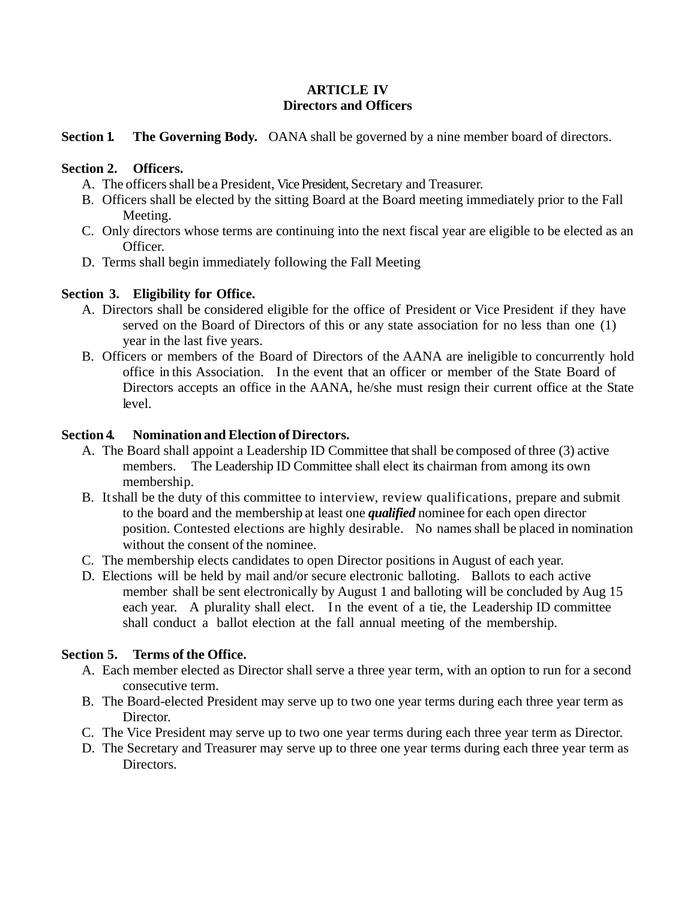# ARTICLE IV
## Directors and Officers

**Section 1. The Governing Body.** OANA shall be governed by a nine member board of directors.

**Section 2. Officers.**

A. The officers shall be a President, Vice President, Secretary and Treasurer.

B. Officers shall be elected by the sitting Board at the Board meeting immediately prior to the Fall Meeting.

C. Only directors whose terms are continuing into the next fiscal year are eligible to be elected as an Officer.

D. Terms shall begin immediately following the Fall Meeting

**Section 3. Eligibility for Office.**

A. Directors shall be considered eligible for the office of President or Vice President if they have served on the Board of Directors of this or any state association for no less than one (1) year in the last five years.

B. Officers or members of the Board of Directors of the AANA are ineligible to concurrently hold office in this Association. In the event that an officer or member of the State Board of Directors accepts an office in the AANA, he/she must resign their current office at the State level.

**Section 4. Nomination and Election of Directors.**

A. The Board shall appoint a Leadership ID Committee that shall be composed of three (3) active members. The Leadership ID Committee shall elect its chairman from among its own membership.

B. It shall be the duty of this committee to interview, review qualifications, prepare and submit to the board and the membership at least one ***qualified*** nominee for each open director position. Contested elections are highly desirable. No names shall be placed in nomination without the consent of the nominee.

C. The membership elects candidates to open Director positions in August of each year.

D. Elections will be held by mail and/or secure electronic balloting. Ballots to each active member shall be sent electronically by August 1 and balloting will be concluded by Aug 15 each year. A plurality shall elect. In the event of a tie, the Leadership ID committee shall conduct a ballot election at the fall annual meeting of the membership.

**Section 5. Terms of the Office.**

A. Each member elected as Director shall serve a three year term, with an option to run for a second consecutive term.

B. The Board-elected President may serve up to two one year terms during each three year term as Director.

C. The Vice President may serve up to two one year terms during each three year term as Director.

D. The Secretary and Treasurer may serve up to three one year terms during each three year term as Directors.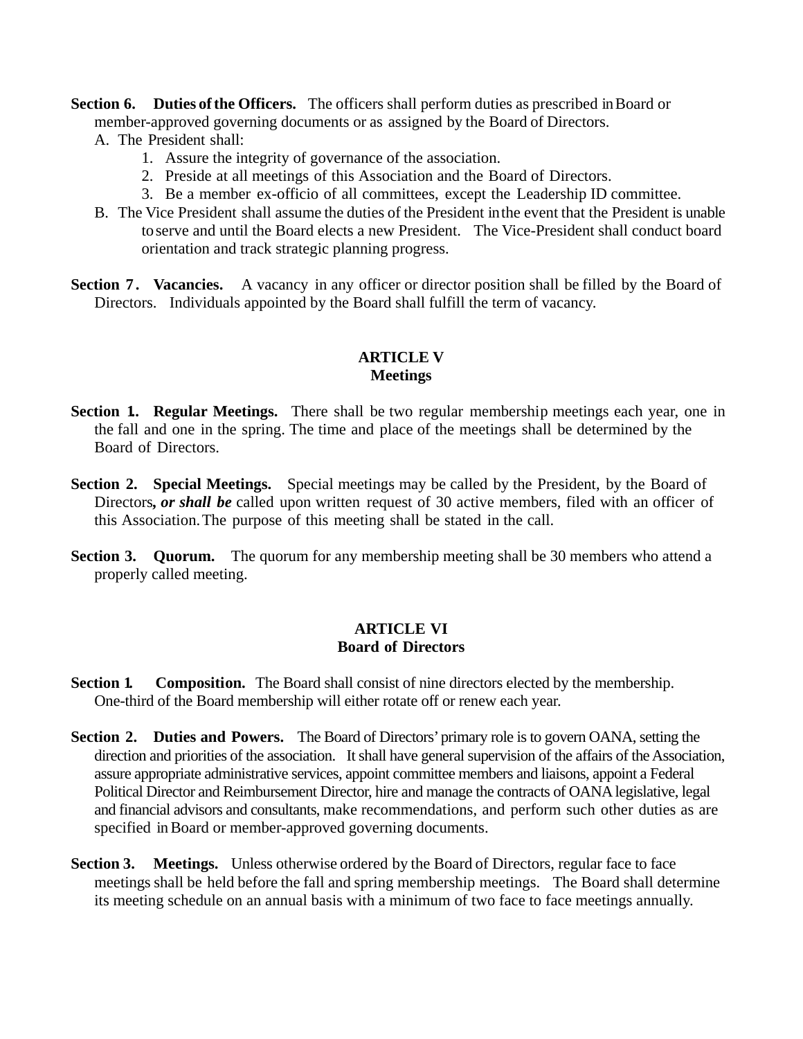**Section 6. Duties of the Officers.** The officers shall perform duties as prescribed in Board or member-approved governing documents or as assigned by the Board of Directors.

A. The President shall:
   1. Assure the integrity of governance of the association.
   2. Preside at all meetings of this Association and the Board of Directors.
   3. Be a member ex-officio of all committees, except the Leadership ID committee.

B. The Vice President shall assume the duties of the President in the event that the President is unable to serve and until the Board elects a new President. The Vice-President shall conduct board orientation and track strategic planning progress.

**Section 7. Vacancies.** A vacancy in any officer or director position shall be filled by the Board of Directors. Individuals appointed by the Board shall fulfill the term of vacancy.

## ARTICLE V
## Meetings

**Section 1. Regular Meetings.** There shall be two regular membership meetings each year, one in the fall and one in the spring. The time and place of the meetings shall be determined by the Board of Directors.

**Section 2. Special Meetings.** Special meetings may be called by the President, by the Board of Directors***, or shall be*** called upon written request of 30 active members, filed with an officer of this Association. The purpose of this meeting shall be stated in the call.

**Section 3. Quorum.** The quorum for any membership meeting shall be 30 members who attend a properly called meeting.

## ARTICLE VI
## Board of Directors

**Section 1. Composition.** The Board shall consist of nine directors elected by the membership. One-third of the Board membership will either rotate off or renew each year.

**Section 2. Duties and Powers.** The Board of Directors' primary role is to govern OANA, setting the direction and priorities of the association. It shall have general supervision of the affairs of the Association, assure appropriate administrative services, appoint committee members and liaisons, appoint a Federal Political Director and Reimbursement Director, hire and manage the contracts of OANA legislative, legal and financial advisors and consultants, make recommendations, and perform such other duties as are specified in Board or member-approved governing documents.

**Section 3. Meetings.** Unless otherwise ordered by the Board of Directors, regular face to face meetings shall be held before the fall and spring membership meetings. The Board shall determine its meeting schedule on an annual basis with a minimum of two face to face meetings annually.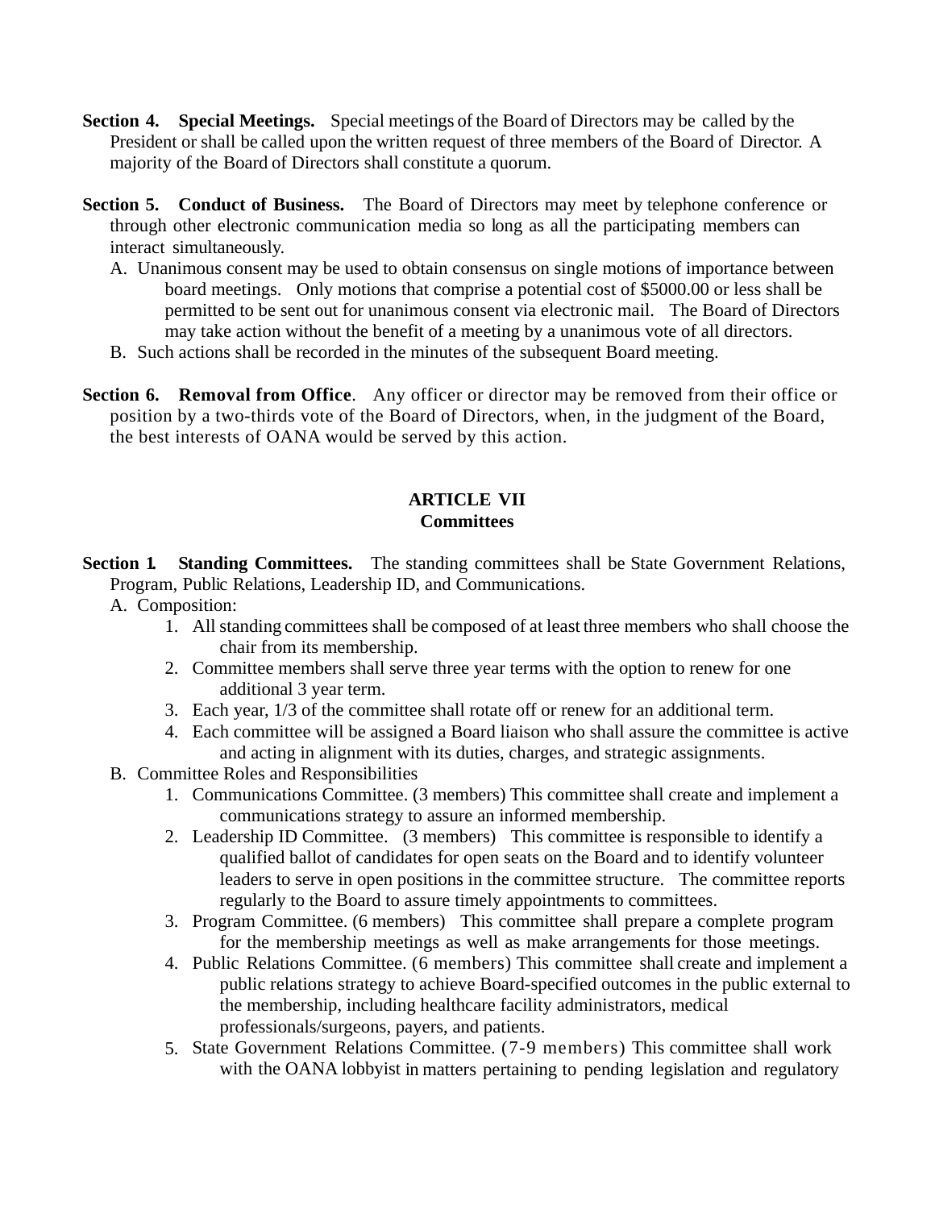**Section 4. Special Meetings.** Special meetings of the Board of Directors may be called by the President or shall be called upon the written request of three members of the Board of Director. A majority of the Board of Directors shall constitute a quorum.

**Section 5. Conduct of Business.** The Board of Directors may meet by telephone conference or through other electronic communication media so long as all the participating members can interact simultaneously.

A. Unanimous consent may be used to obtain consensus on single motions of importance between board meetings. Only motions that comprise a potential cost of $5000.00 or less shall be permitted to be sent out for unanimous consent via electronic mail. The Board of Directors may take action without the benefit of a meeting by a unanimous vote of all directors.

B. Such actions shall be recorded in the minutes of the subsequent Board meeting.

**Section 6. Removal from Office**. Any officer or director may be removed from their office or position by a two-thirds vote of the Board of Directors, when, in the judgment of the Board, the best interests of OANA would be served by this action.

## ARTICLE VII
## Committees

**Section 1. Standing Committees.** The standing committees shall be State Government Relations, Program, Public Relations, Leadership ID, and Communications.

A. Composition:
   1. All standing committees shall be composed of at least three members who shall choose the chair from its membership.
   2. Committee members shall serve three year terms with the option to renew for one additional 3 year term.
   3. Each year, 1/3 of the committee shall rotate off or renew for an additional term.
   4. Each committee will be assigned a Board liaison who shall assure the committee is active and acting in alignment with its duties, charges, and strategic assignments.

B. Committee Roles and Responsibilities
   1. Communications Committee. (3 members) This committee shall create and implement a communications strategy to assure an informed membership.
   2. Leadership ID Committee. (3 members) This committee is responsible to identify a qualified ballot of candidates for open seats on the Board and to identify volunteer leaders to serve in open positions in the committee structure. The committee reports regularly to the Board to assure timely appointments to committees.
   3. Program Committee. (6 members) This committee shall prepare a complete program for the membership meetings as well as make arrangements for those meetings.
   4. Public Relations Committee. (6 members) This committee shall create and implement a public relations strategy to achieve Board-specified outcomes in the public external to the membership, including healthcare facility administrators, medical professionals/surgeons, payers, and patients.
   5. State Government Relations Committee. (7-9 members) This committee shall work with the OANA lobbyist in matters pertaining to pending legislation and regulatory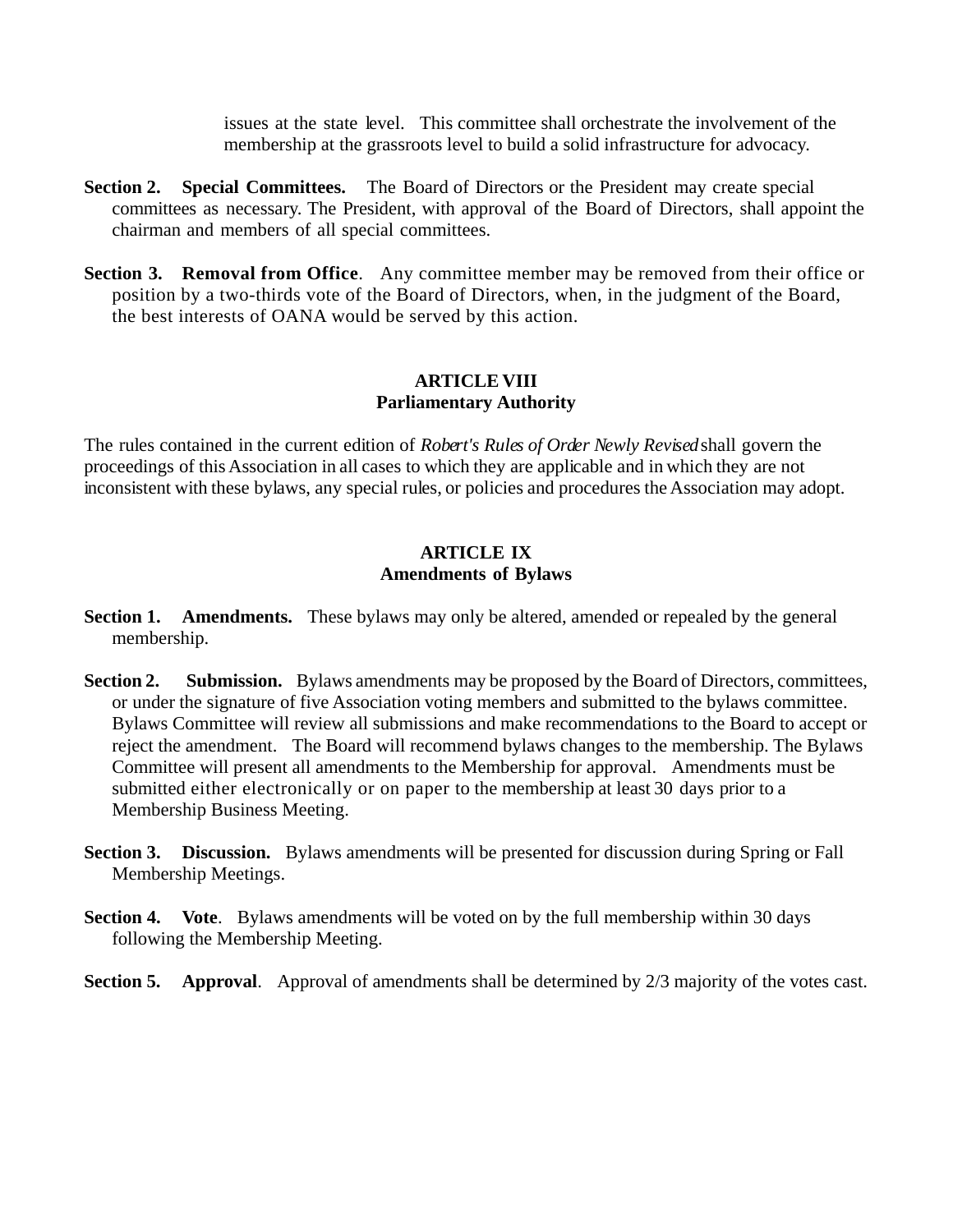issues at the state level. This committee shall orchestrate the involvement of the membership at the grassroots level to build a solid infrastructure for advocacy.

**Section 2. Special Committees.** The Board of Directors or the President may create special committees as necessary. The President, with approval of the Board of Directors, shall appoint the chairman and members of all special committees.

**Section 3. Removal from Office**. Any committee member may be removed from their office or position by a two-thirds vote of the Board of Directors, when, in the judgment of the Board, the best interests of OANA would be served by this action.

## ARTICLE VIII
## Parliamentary Authority

The rules contained in the current edition of *Robert's Rules of Order Newly Revised* shall govern the proceedings of this Association in all cases to which they are applicable and in which they are not inconsistent with these bylaws, any special rules, or policies and procedures the Association may adopt.

## ARTICLE IX
## Amendments of Bylaws

**Section 1. Amendments.** These bylaws may only be altered, amended or repealed by the general membership.

**Section 2. Submission.** Bylaws amendments may be proposed by the Board of Directors, committees, or under the signature of five Association voting members and submitted to the bylaws committee. Bylaws Committee will review all submissions and make recommendations to the Board to accept or reject the amendment. The Board will recommend bylaws changes to the membership. The Bylaws Committee will present all amendments to the Membership for approval. Amendments must be submitted either electronically or on paper to the membership at least 30 days prior to a Membership Business Meeting.

**Section 3. Discussion.** Bylaws amendments will be presented for discussion during Spring or Fall Membership Meetings.

**Section 4. Vote**. Bylaws amendments will be voted on by the full membership within 30 days following the Membership Meeting.

**Section 5. Approval**. Approval of amendments shall be determined by 2/3 majority of the votes cast.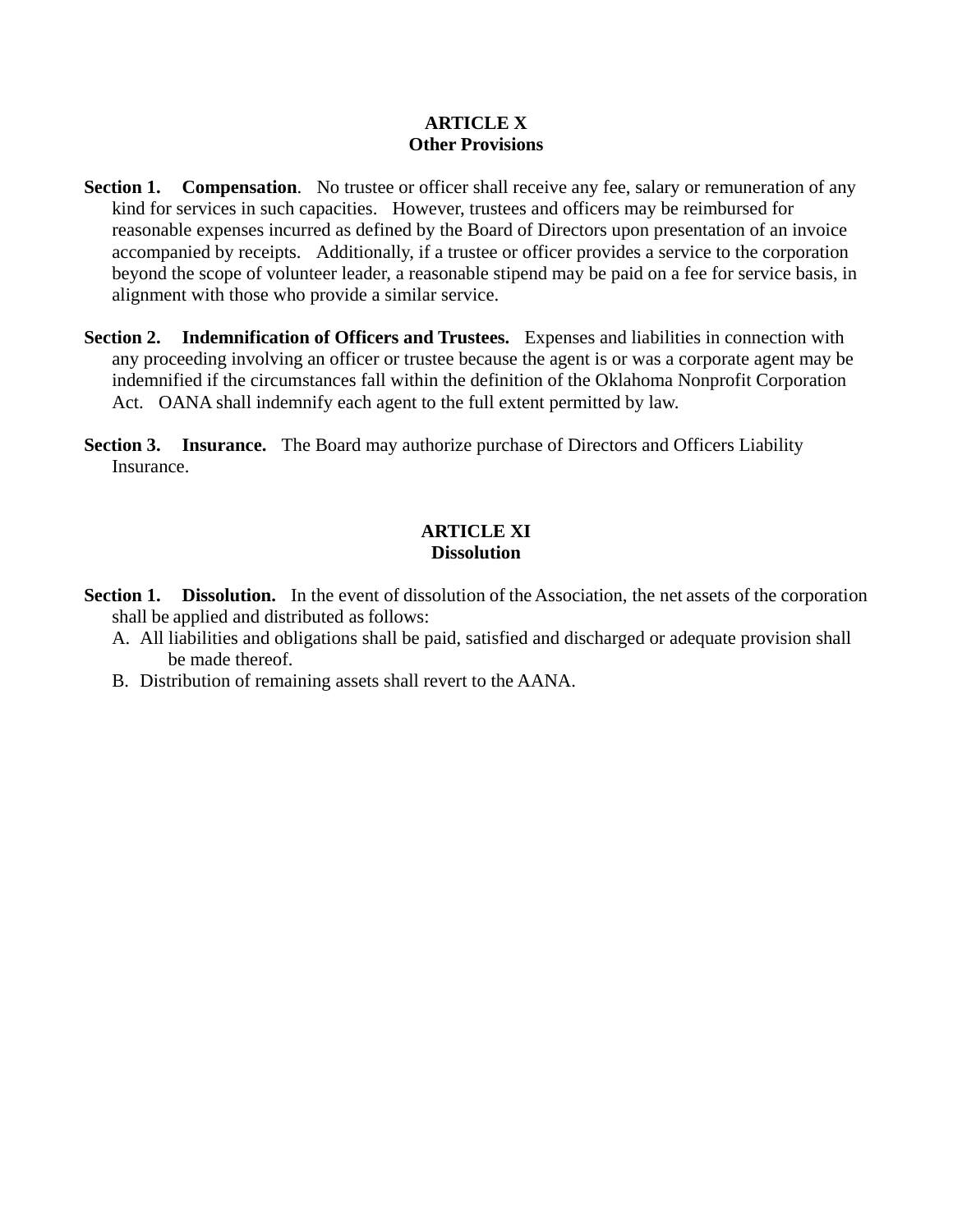## ARTICLE X
## Other Provisions

**Section 1. Compensation**. No trustee or officer shall receive any fee, salary or remuneration of any kind for services in such capacities. However, trustees and officers may be reimbursed for reasonable expenses incurred as defined by the Board of Directors upon presentation of an invoice accompanied by receipts. Additionally, if a trustee or officer provides a service to the corporation beyond the scope of volunteer leader, a reasonable stipend may be paid on a fee for service basis, in alignment with those who provide a similar service.

**Section 2. Indemnification of Officers and Trustees.** Expenses and liabilities in connection with any proceeding involving an officer or trustee because the agent is or was a corporate agent may be indemnified if the circumstances fall within the definition of the Oklahoma Nonprofit Corporation Act. OANA shall indemnify each agent to the full extent permitted by law.

**Section 3. Insurance.** The Board may authorize purchase of Directors and Officers Liability Insurance.

## ARTICLE XI
## Dissolution

**Section 1. Dissolution.** In the event of dissolution of the Association, the net assets of the corporation shall be applied and distributed as follows:

A. All liabilities and obligations shall be paid, satisfied and discharged or adequate provision shall be made thereof.
B. Distribution of remaining assets shall revert to the AANA.